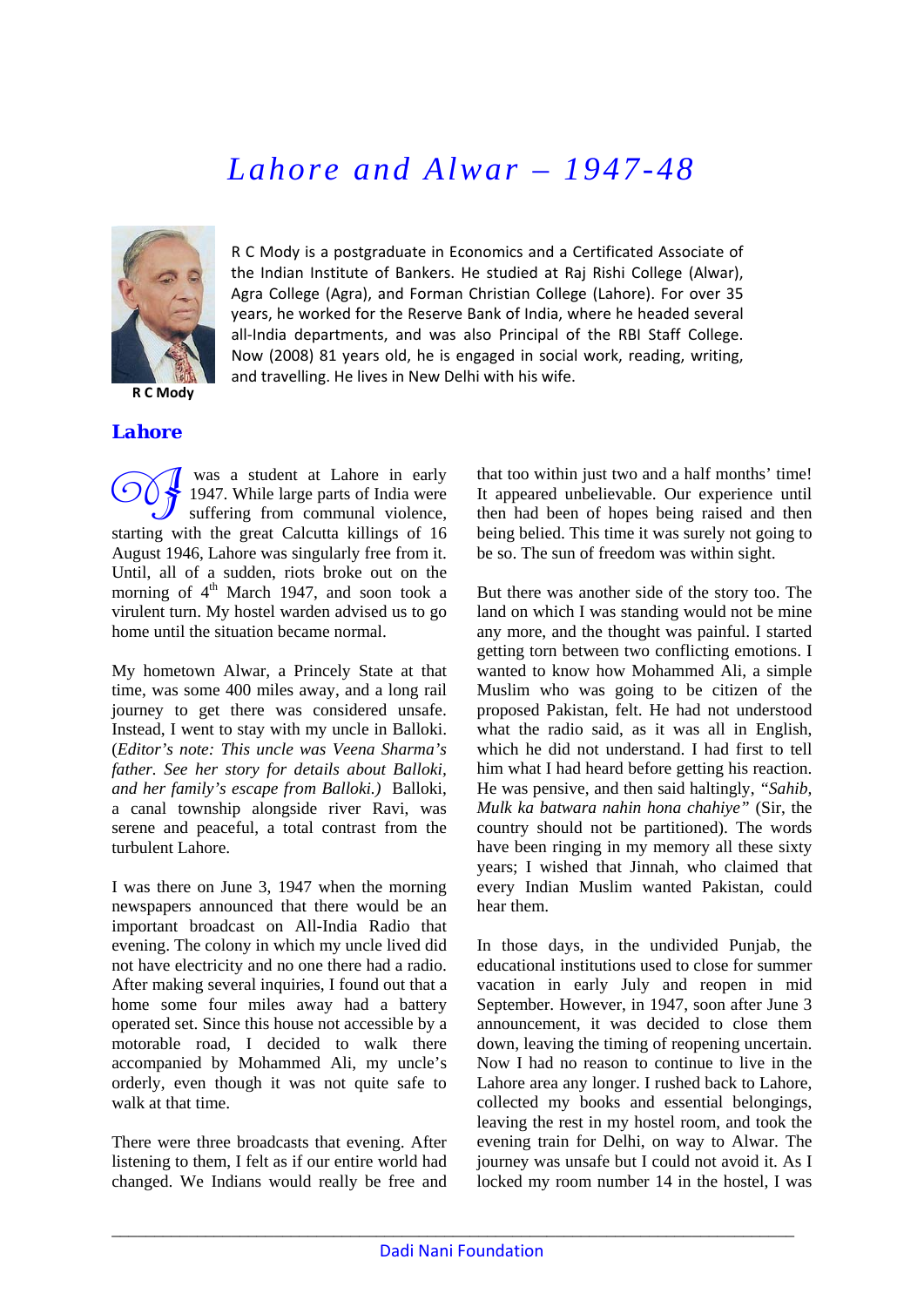# Lahore and Alwar – 1947-48

R C Mody

R C Mody is a postgraduate in Economics and a Certificated Associate of the Indian Institute of Bankers. He studied at Raj Rishi College (Alwar), Agra College (Agra), and Forman Christian College (Lahore). For over 35 years, he worked for the Reserve Bank of India, where he headed several all-India departments, and was also Principal of the RBI Staff College. Now (2008) 81 years old, he is engaged in social work, reading, writing, and travelling. He lives in New Delhi with his wife.

## Lahore

I was a student at Lahore in early 1947. While large parts of India were suffering from communal violence, starting with the great Calcutta killings of 16 August 1946, Lahore was singularly free from it. Until, all of a sudden, riots broke out on the morning of 4th March 1947, and soon took a virulent turn. My hostel warden advised us to go home until the situation became normal.

My hometown Alwar, a Princely State at that time, was some 400 miles away, and a long rail journey to get there was considered unsafe. Instead, I went to stay with my uncle in Balloki. (*Editor's note: This uncle was Veena Sharma's father. See her story for details about Balloki, and her family's escape from Balloki.*) Balloki, a canal township alongside river Ravi, was serene and peaceful, a total contrast from the turbulent Lahore.

I was there on June 3, 1947 when the morning newspapers announced that there would be an important broadcast on All-India Radio that evening. The colony in which my uncle lived did not have electricity and no one there had a radio. After making several inquiries, I found out that a home some four miles away had a battery operated set. Since this house not accessible by a motorable road, I decided to walk there accompanied by Mohammed Ali, my uncle's orderly, even though it was not quite safe to walk at that time.

There were three broadcasts that evening. After listening to them, I felt as if our entire world had changed. We Indians would really be free and that too within just two and a half months' time! It appeared unbelievable. Our experience until then had been of hopes being raised and then being belied. This time it was surely not going to be so. The sun of freedom was within sight.

But there was another side of the story too. The land on which I was standing would not be mine any more, and the thought was painful. I started getting torn between two conflicting emotions. I wanted to know how Mohammed Ali, a simple Muslim who was going to be citizen of the proposed Pakistan, felt. He had not understood what the radio said, as it was all in English, which he did not understand. I had first to tell him what I had heard before getting his reaction. He was pensive, and then said haltingly, *"Sahib, Mulk ka batwara nahin hona chahiye"* (Sir, the country should not be partitioned). The words have been ringing in my memory all these sixty years; I wished that Jinnah, who claimed that every Indian Muslim wanted Pakistan, could hear them.

In those days, in the undivided Punjab, the educational institutions used to close for summer vacation in early July and reopen in mid September. However, in 1947, soon after June 3 announcement, it was decided to close them down, leaving the timing of reopening uncertain. Now I had no reason to continue to live in the Lahore area any longer. I rushed back to Lahore, collected my books and essential belongings, leaving the rest in my hostel room, and took the evening train for Delhi, on way to Alwar. The journey was unsafe but I could not avoid it. As I locked my room number 14 in the hostel, I was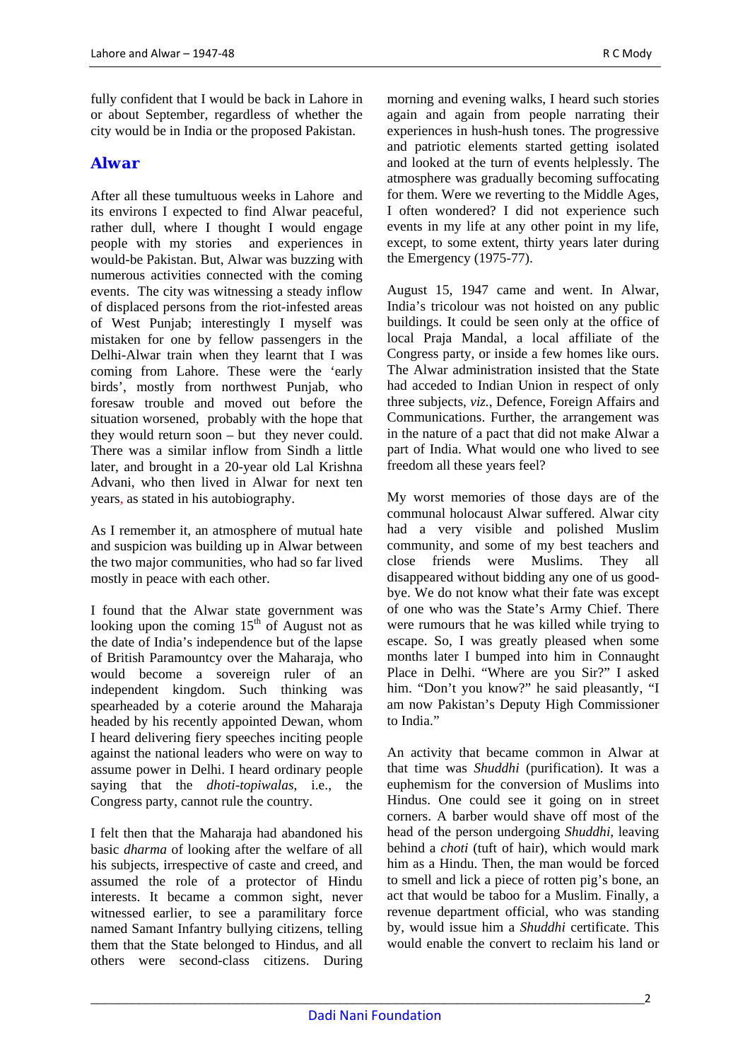fully confident that I would be back in Lahore in or about September, regardless of whether the city would be in India or the proposed Pakistan.

## Alwar

After all these tumultuous weeks in Lahore and its environs I expected to find Alwar peaceful, rather dull, where I thought I would engage people with my stories and experiences in would-be Pakistan. But, Alwar was buzzing with numerous activities connected with the coming events. The city was witnessing a steady inflow of displaced persons from the riot-infested areas of West Punjab; interestingly I myself was mistaken for one by fellow passengers in the Delhi-Alwar train when they learnt that I was coming from Lahore. These were the 'early birds', mostly from northwest Punjab, who foresaw trouble and moved out before the situation worsened, probably with the hope that they would return soon – but they never could. There was a similar inflow from Sindh a little later, and brought in a 20-year old Lal Krishna Advani, who then lived in Alwar for next ten years, as stated in his autobiography.

As I remember it, an atmosphere of mutual hate and suspicion was building up in Alwar between the two major communities, who had so far lived mostly in peace with each other.

I found that the Alwar state government was looking upon the coming 15th of August not as the date of India's independence but of the lapse of British Paramountcy over the Maharaja, who would become a sovereign ruler of an independent kingdom. Such thinking was spearheaded by a coterie around the Maharaja headed by his recently appointed Dewan, whom I heard delivering fiery speeches inciting people against the national leaders who were on way to assume power in Delhi. I heard ordinary people saying that the *dhoti-topiwalas*, i.e., the Congress party, cannot rule the country.

I felt then that the Maharaja had abandoned his basic *dharma* of looking after the welfare of all his subjects, irrespective of caste and creed, and assumed the role of a protector of Hindu interests. It became a common sight, never witnessed earlier, to see a paramilitary force named Samant Infantry bullying citizens, telling them that the State belonged to Hindus, and all others were second-class citizens. During morning and evening walks, I heard such stories again and again from people narrating their experiences in hush-hush tones. The progressive and patriotic elements started getting isolated and looked at the turn of events helplessly. The atmosphere was gradually becoming suffocating for them. Were we reverting to the Middle Ages, I often wondered? I did not experience such events in my life at any other point in my life, except, to some extent, thirty years later during the Emergency (1975-77).

August 15, 1947 came and went. In Alwar, India's tricolour was not hoisted on any public buildings. It could be seen only at the office of local Praja Mandal, a local affiliate of the Congress party, or inside a few homes like ours. The Alwar administration insisted that the State had acceded to Indian Union in respect of only three subjects, *viz.*, Defence, Foreign Affairs and Communications. Further, the arrangement was in the nature of a pact that did not make Alwar a part of India. What would one who lived to see freedom all these years feel?

My worst memories of those days are of the communal holocaust Alwar suffered. Alwar city had a very visible and polished Muslim community, and some of my best teachers and close friends were Muslims. They all disappeared without bidding any one of us good-bye. We do not know what their fate was except of one who was the State's Army Chief. There were rumours that he was killed while trying to escape. So, I was greatly pleased when some months later I bumped into him in Connaught Place in Delhi. "Where are you Sir?" I asked him. "Don't you know?" he said pleasantly, "I am now Pakistan's Deputy High Commissioner to India."

An activity that became common in Alwar at that time was *Shuddhi* (purification). It was a euphemism for the conversion of Muslims into Hindus. One could see it going on in street corners. A barber would shave off most of the head of the person undergoing *Shuddhi*, leaving behind a *choti* (tuft of hair), which would mark him as a Hindu. Then, the man would be forced to smell and lick a piece of rotten pig's bone, an act that would be taboo for a Muslim. Finally, a revenue department official, who was standing by, would issue him a *Shuddhi* certificate. This would enable the convert to reclaim his land or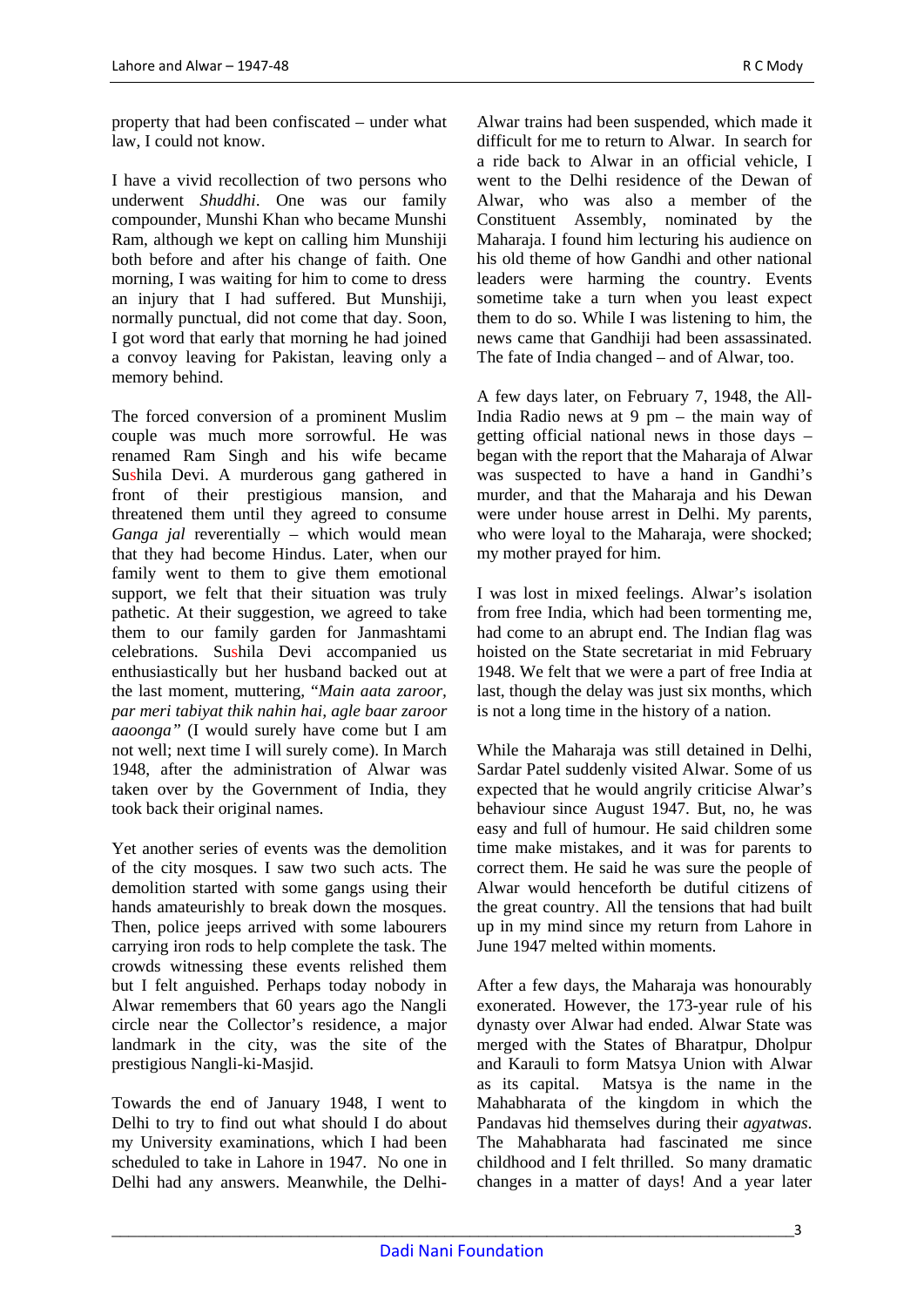property that had been confiscated – under what law, I could not know.

I have a vivid recollection of two persons who underwent *Shuddhi*. One was our family compounder, Munshi Khan who became Munshi Ram, although we kept on calling him Munshiji both before and after his change of faith. One morning, I was waiting for him to come to dress an injury that I had suffered. But Munshiji, normally punctual, did not come that day. Soon, I got word that early that morning he had joined a convoy leaving for Pakistan, leaving only a memory behind.

The forced conversion of a prominent Muslim couple was much more sorrowful. He was renamed Ram Singh and his wife became Sushila Devi. A murderous gang gathered in front of their prestigious mansion, and threatened them until they agreed to consume *Ganga jal* reverentially – which would mean that they had become Hindus. Later, when our family went to them to give them emotional support, we felt that their situation was truly pathetic. At their suggestion, we agreed to take them to our family garden for Janmashtami celebrations. Sushila Devi accompanied us enthusiastically but her husband backed out at the last moment, muttering, "*Main aata zaroor, par meri tabiyat thik nahin hai, agle baar zaroor aaoonga"* (I would surely have come but I am not well; next time I will surely come). In March 1948, after the administration of Alwar was taken over by the Government of India, they took back their original names.

Yet another series of events was the demolition of the city mosques. I saw two such acts. The demolition started with some gangs using their hands amateurishly to break down the mosques. Then, police jeeps arrived with some labourers carrying iron rods to help complete the task. The crowds witnessing these events relished them but I felt anguished. Perhaps today nobody in Alwar remembers that 60 years ago the Nangli circle near the Collector's residence, a major landmark in the city, was the site of the prestigious Nangli-ki-Masjid.

Towards the end of January 1948, I went to Delhi to try to find out what should I do about my University examinations, which I had been scheduled to take in Lahore in 1947. No one in Delhi had any answers. Meanwhile, the Delhi-Alwar trains had been suspended, which made it difficult for me to return to Alwar. In search for a ride back to Alwar in an official vehicle, I went to the Delhi residence of the Dewan of Alwar, who was also a member of the Constituent Assembly, nominated by the Maharaja. I found him lecturing his audience on his old theme of how Gandhi and other national leaders were harming the country. Events sometime take a turn when you least expect them to do so. While I was listening to him, the news came that Gandhiji had been assassinated. The fate of India changed – and of Alwar, too.

A few days later, on February 7, 1948, the All-India Radio news at 9 pm – the main way of getting official national news in those days – began with the report that the Maharaja of Alwar was suspected to have a hand in Gandhi's murder, and that the Maharaja and his Dewan were under house arrest in Delhi. My parents, who were loyal to the Maharaja, were shocked; my mother prayed for him.

I was lost in mixed feelings. Alwar's isolation from free India, which had been tormenting me, had come to an abrupt end. The Indian flag was hoisted on the State secretariat in mid February 1948. We felt that we were a part of free India at last, though the delay was just six months, which is not a long time in the history of a nation.

While the Maharaja was still detained in Delhi, Sardar Patel suddenly visited Alwar. Some of us expected that he would angrily criticise Alwar's behaviour since August 1947. But, no, he was easy and full of humour. He said children some time make mistakes, and it was for parents to correct them. He said he was sure the people of Alwar would henceforth be dutiful citizens of the great country. All the tensions that had built up in my mind since my return from Lahore in June 1947 melted within moments.

After a few days, the Maharaja was honourably exonerated. However, the 173-year rule of his dynasty over Alwar had ended. Alwar State was merged with the States of Bharatpur, Dholpur and Karauli to form Matsya Union with Alwar as its capital. Matsya is the name in the Mahabharata of the kingdom in which the Pandavas hid themselves during their *agyatwas*. The Mahabharata had fascinated me since childhood and I felt thrilled. So many dramatic changes in a matter of days! And a year later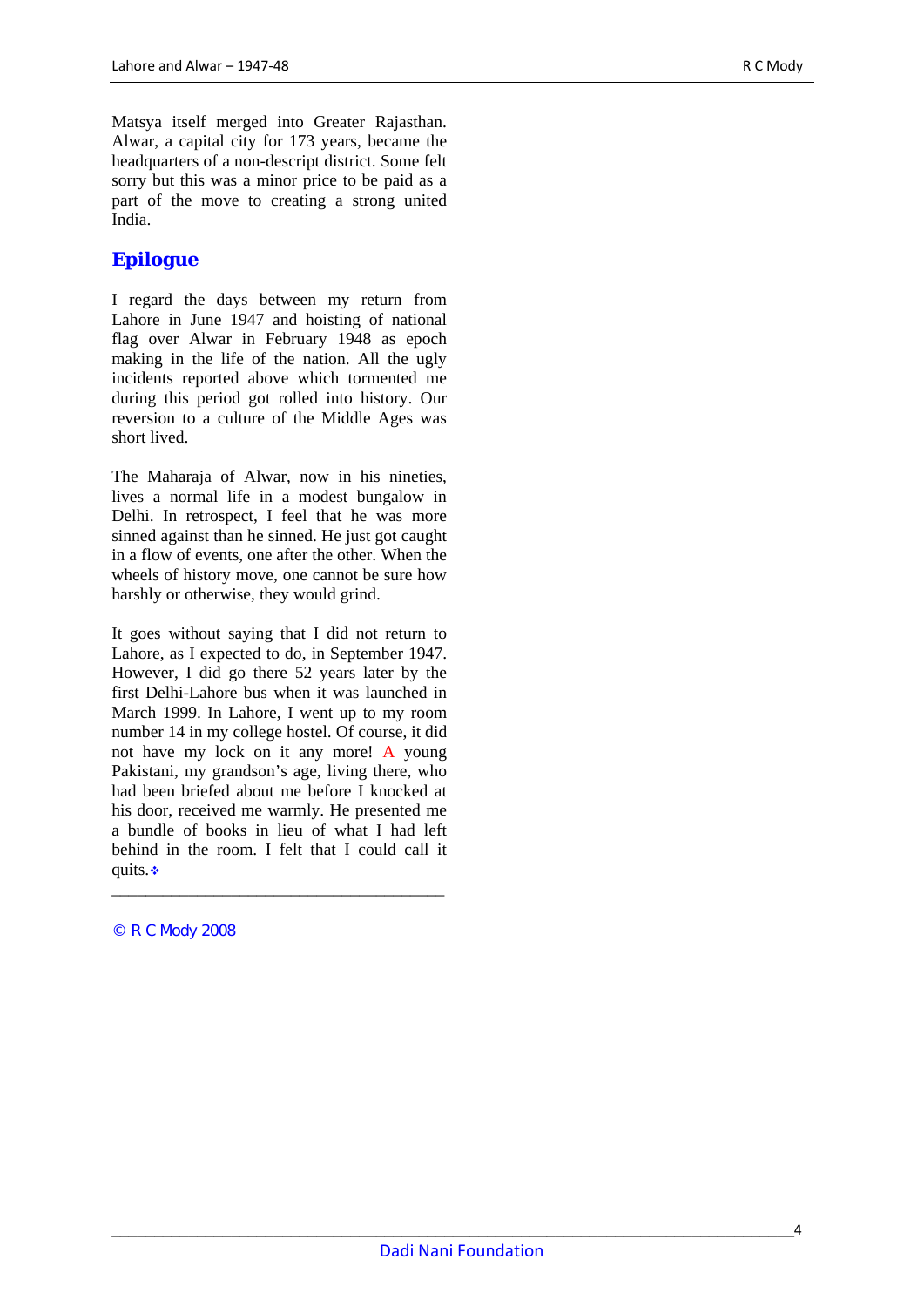Matsya itself merged into Greater Rajasthan. Alwar, a capital city for 173 years, became the headquarters of a non-descript district. Some felt sorry but this was a minor price to be paid as a part of the move to creating a strong united India.

## Epilogue

I regard the days between my return from Lahore in June 1947 and hoisting of national flag over Alwar in February 1948 as epoch making in the life of the nation. All the ugly incidents reported above which tormented me during this period got rolled into history. Our reversion to a culture of the Middle Ages was short lived.

The Maharaja of Alwar, now in his nineties, lives a normal life in a modest bungalow in Delhi. In retrospect, I feel that he was more sinned against than he sinned. He just got caught in a flow of events, one after the other. When the wheels of history move, one cannot be sure how harshly or otherwise, they would grind.

It goes without saying that I did not return to Lahore, as I expected to do, in September 1947. However, I did go there 52 years later by the first Delhi-Lahore bus when it was launched in March 1999. In Lahore, I went up to my room number 14 in my college hostel. Of course, it did not have my lock on it any more! A young Pakistani, my grandson's age, living there, who had been briefed about me before I knocked at his door, received me warmly. He presented me a bundle of books in lieu of what I had left behind in the room. I felt that I could call it quits.❖

---

© R C Mody 2008